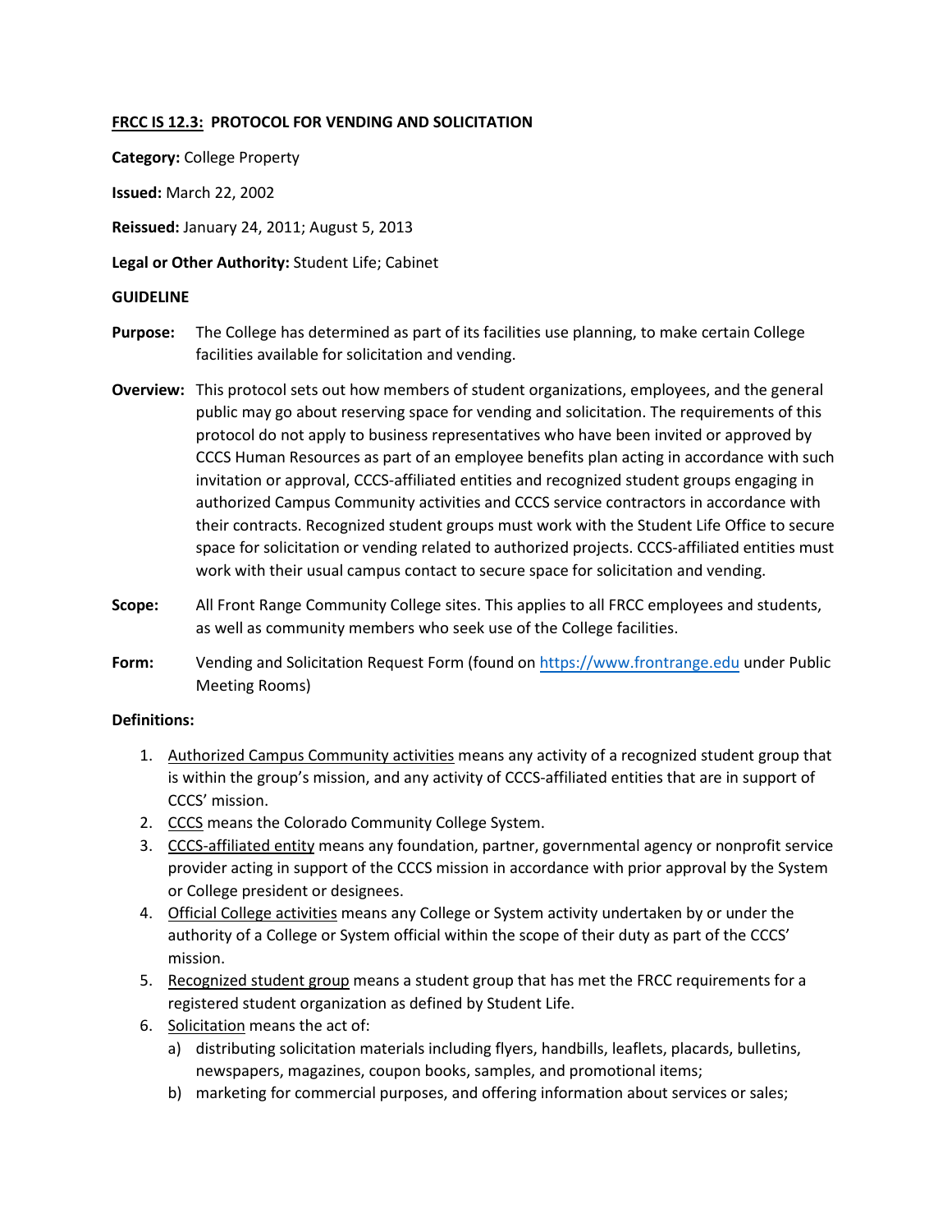**FRCC IS 12.3: PROTOCOL FOR VENDING AND SOLICITATION**

**Category:** College Property

**Issued:** March 22, 2002

**Reissued:** January 24, 2011; August 5, 2013

**Legal or Other Authority:** Student Life; Cabinet

**GUIDELINE**

**Purpose:** The College has determined as part of its facilities use planning, to make certain College facilities available for solicitation and vending.

**Overview:** This protocol sets out how members of student organizations, employees, and the general public may go about reserving space for vending and solicitation. The requirements of this protocol do not apply to business representatives who have been invited or approved by CCCS Human Resources as part of an employee benefits plan acting in accordance with such invitation or approval, CCCS-affiliated entities and recognized student groups engaging in authorized Campus Community activities and CCCS service contractors in accordance with their contracts. Recognized student groups must work with the Student Life Office to secure space for solicitation or vending related to authorized projects. CCCS-affiliated entities must work with their usual campus contact to secure space for solicitation and vending.

**Scope:** All Front Range Community College sites. This applies to all FRCC employees and students, as well as community members who seek use of the College facilities.

**Form:** Vending and Solicitation Request Form (found on https://www.frontrange.edu under Public Meeting Rooms)

**Definitions:**

1. Authorized Campus Community activities means any activity of a recognized student group that is within the group's mission, and any activity of CCCS-affiliated entities that are in support of CCCS' mission.
2. CCCS means the Colorado Community College System.
3. CCCS-affiliated entity means any foundation, partner, governmental agency or nonprofit service provider acting in support of the CCCS mission in accordance with prior approval by the System or College president or designees.
4. Official College activities means any College or System activity undertaken by or under the authority of a College or System official within the scope of their duty as part of the CCCS' mission.
5. Recognized student group means a student group that has met the FRCC requirements for a registered student organization as defined by Student Life.
6. Solicitation means the act of:
   a) distributing solicitation materials including flyers, handbills, leaflets, placards, bulletins, newspapers, magazines, coupon books, samples, and promotional items;
   b) marketing for commercial purposes, and offering information about services or sales;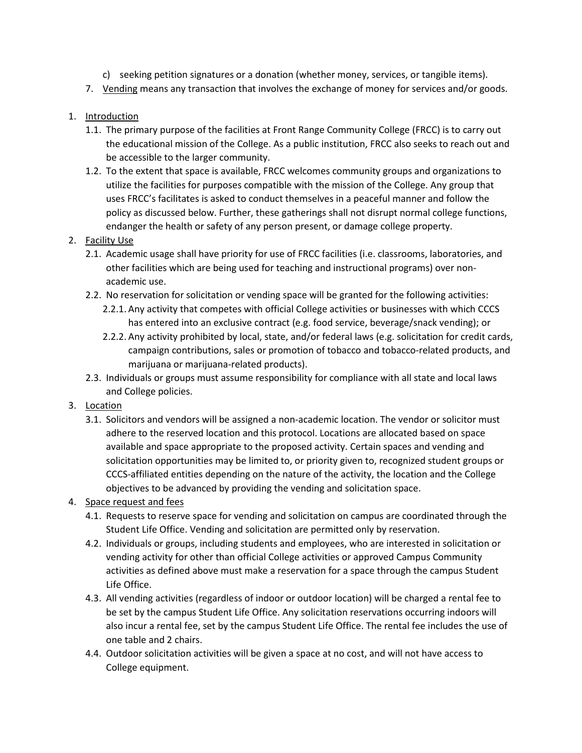c) seeking petition signatures or a donation (whether money, services, or tangible items).

7. <u>Vending</u> means any transaction that involves the exchange of money for services and/or goods.

1. <u>Introduction</u>
   1.1. The primary purpose of the facilities at Front Range Community College (FRCC) is to carry out the educational mission of the College. As a public institution, FRCC also seeks to reach out and be accessible to the larger community.
   1.2. To the extent that space is available, FRCC welcomes community groups and organizations to utilize the facilities for purposes compatible with the mission of the College. Any group that uses FRCC's facilitates is asked to conduct themselves in a peaceful manner and follow the policy as discussed below. Further, these gatherings shall not disrupt normal college functions, endanger the health or safety of any person present, or damage college property.
2. <u>Facility Use</u>
   2.1. Academic usage shall have priority for use of FRCC facilities (i.e. classrooms, laboratories, and other facilities which are being used for teaching and instructional programs) over non-academic use.
   2.2. No reservation for solicitation or vending space will be granted for the following activities:
      2.2.1. Any activity that competes with official College activities or businesses with which CCCS has entered into an exclusive contract (e.g. food service, beverage/snack vending); or
      2.2.2. Any activity prohibited by local, state, and/or federal laws (e.g. solicitation for credit cards, campaign contributions, sales or promotion of tobacco and tobacco-related products, and marijuana or marijuana-related products).
   2.3. Individuals or groups must assume responsibility for compliance with all state and local laws and College policies.
3. <u>Location</u>
   3.1. Solicitors and vendors will be assigned a non-academic location. The vendor or solicitor must adhere to the reserved location and this protocol. Locations are allocated based on space available and space appropriate to the proposed activity. Certain spaces and vending and solicitation opportunities may be limited to, or priority given to, recognized student groups or CCCS-affiliated entities depending on the nature of the activity, the location and the College objectives to be advanced by providing the vending and solicitation space.
4. <u>Space request and fees</u>
   4.1. Requests to reserve space for vending and solicitation on campus are coordinated through the Student Life Office. Vending and solicitation are permitted only by reservation.
   4.2. Individuals or groups, including students and employees, who are interested in solicitation or vending activity for other than official College activities or approved Campus Community activities as defined above must make a reservation for a space through the campus Student Life Office.
   4.3. All vending activities (regardless of indoor or outdoor location) will be charged a rental fee to be set by the campus Student Life Office. Any solicitation reservations occurring indoors will also incur a rental fee, set by the campus Student Life Office. The rental fee includes the use of one table and 2 chairs.
   4.4. Outdoor solicitation activities will be given a space at no cost, and will not have access to College equipment.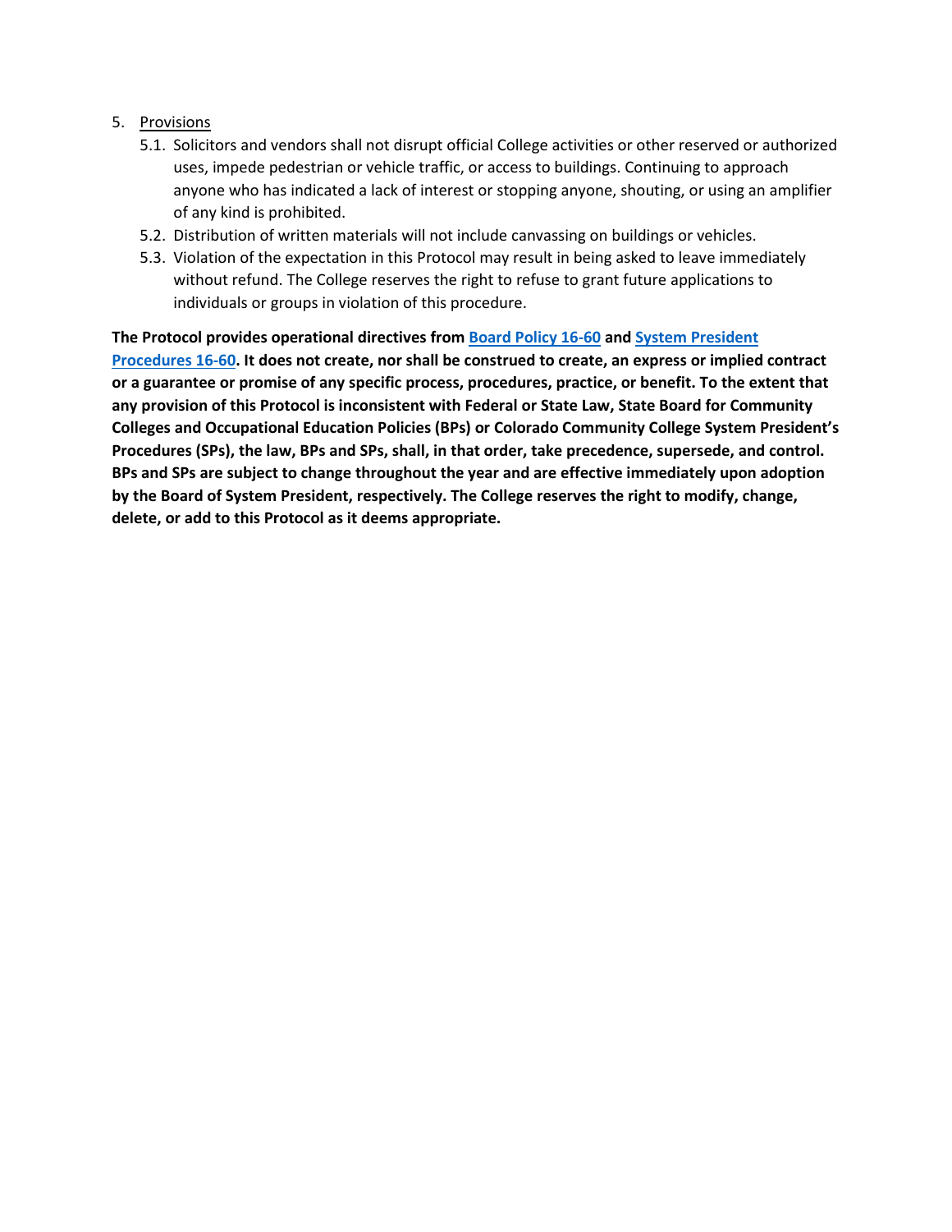5. Provisions
   - 5.1. Solicitors and vendors shall not disrupt official College activities or other reserved or authorized uses, impede pedestrian or vehicle traffic, or access to buildings. Continuing to approach anyone who has indicated a lack of interest or stopping anyone, shouting, or using an amplifier of any kind is prohibited.
   - 5.2. Distribution of written materials will not include canvassing on buildings or vehicles.
   - 5.3. Violation of the expectation in this Protocol may result in being asked to leave immediately without refund. The College reserves the right to refuse to grant future applications to individuals or groups in violation of this procedure.

**The Protocol provides operational directives from Board Policy 16-60 and System President Procedures 16-60. It does not create, nor shall be construed to create, an express or implied contract or a guarantee or promise of any specific process, procedures, practice, or benefit. To the extent that any provision of this Protocol is inconsistent with Federal or State Law, State Board for Community Colleges and Occupational Education Policies (BPs) or Colorado Community College System President's Procedures (SPs), the law, BPs and SPs, shall, in that order, take precedence, supersede, and control. BPs and SPs are subject to change throughout the year and are effective immediately upon adoption by the Board of System President, respectively. The College reserves the right to modify, change, delete, or add to this Protocol as it deems appropriate.**